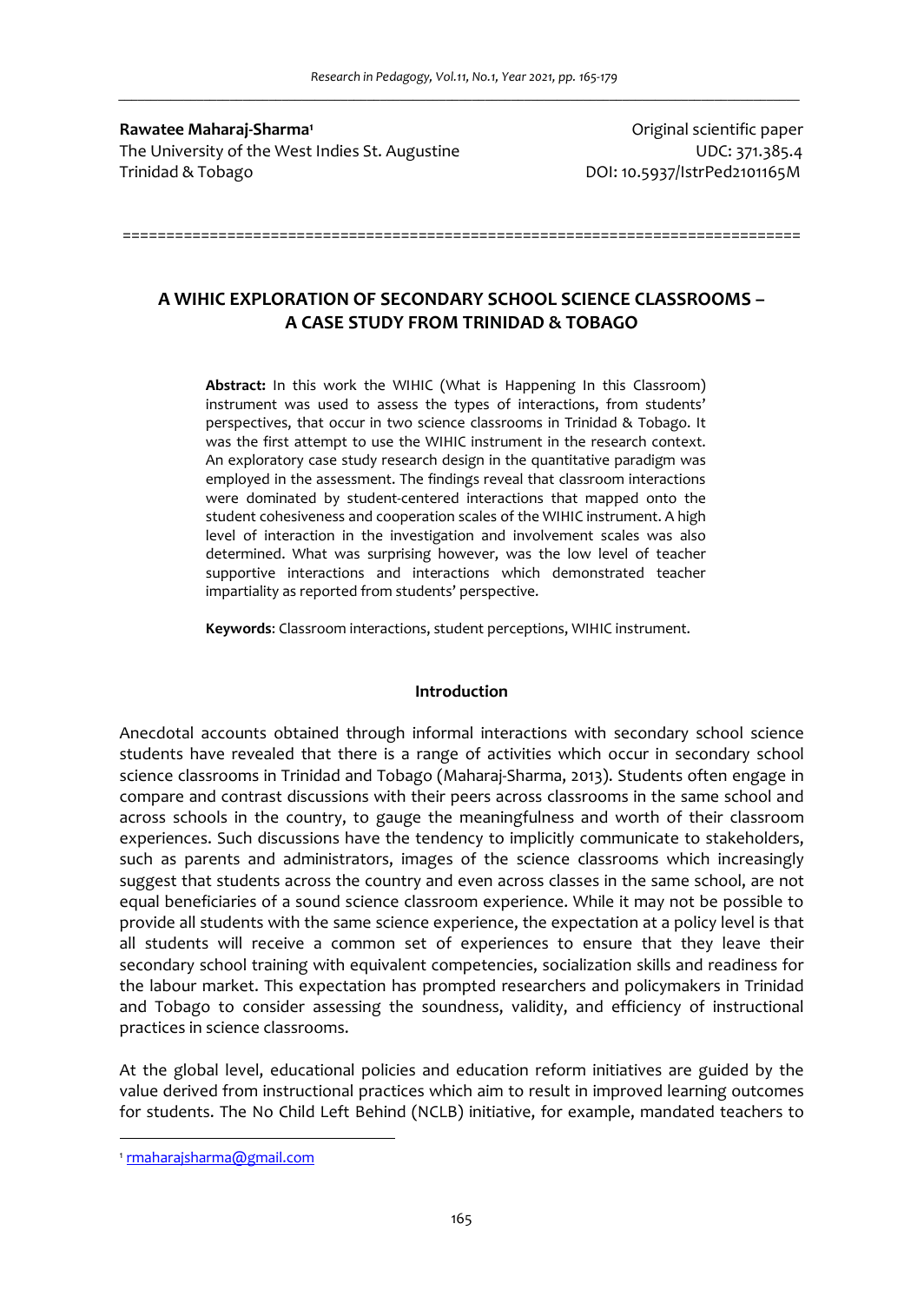**Rawatee Maharaj-Sharma**[1]
The University of the West Indies St. Augustine
Trinidad & Tobago

Original scientific paper
UDC: 371.385.4
DOI: 10.5937/IstrPed2101165M

# A WIHIC EXPLORATION OF SECONDARY SCHOOL SCIENCE CLASSROOMS – A CASE STUDY FROM TRINIDAD & TOBAGO

**Abstract:** In this work the WIHIC (What is Happening In this Classroom) instrument was used to assess the types of interactions, from students' perspectives, that occur in two science classrooms in Trinidad & Tobago. It was the first attempt to use the WIHIC instrument in the research context. An exploratory case study research design in the quantitative paradigm was employed in the assessment. The findings reveal that classroom interactions were dominated by student-centered interactions that mapped onto the student cohesiveness and cooperation scales of the WIHIC instrument. A high level of interaction in the investigation and involvement scales was also determined. What was surprising however, was the low level of teacher supportive interactions and interactions which demonstrated teacher impartiality as reported from students' perspective.

**Keywords**: Classroom interactions, student perceptions, WIHIC instrument.

## Introduction

Anecdotal accounts obtained through informal interactions with secondary school science students have revealed that there is a range of activities which occur in secondary school science classrooms in Trinidad and Tobago (Maharaj-Sharma, 2013). Students often engage in compare and contrast discussions with their peers across classrooms in the same school and across schools in the country, to gauge the meaningfulness and worth of their classroom experiences. Such discussions have the tendency to implicitly communicate to stakeholders, such as parents and administrators, images of the science classrooms which increasingly suggest that students across the country and even across classes in the same school, are not equal beneficiaries of a sound science classroom experience. While it may not be possible to provide all students with the same science experience, the expectation at a policy level is that all students will receive a common set of experiences to ensure that they leave their secondary school training with equivalent competencies, socialization skills and readiness for the labour market. This expectation has prompted researchers and policymakers in Trinidad and Tobago to consider assessing the soundness, validity, and efficiency of instructional practices in science classrooms.

At the global level, educational policies and education reform initiatives are guided by the value derived from instructional practices which aim to result in improved learning outcomes for students. The No Child Left Behind (NCLB) initiative, for example, mandated teachers to

[1] rmaharajsharma@gmail.com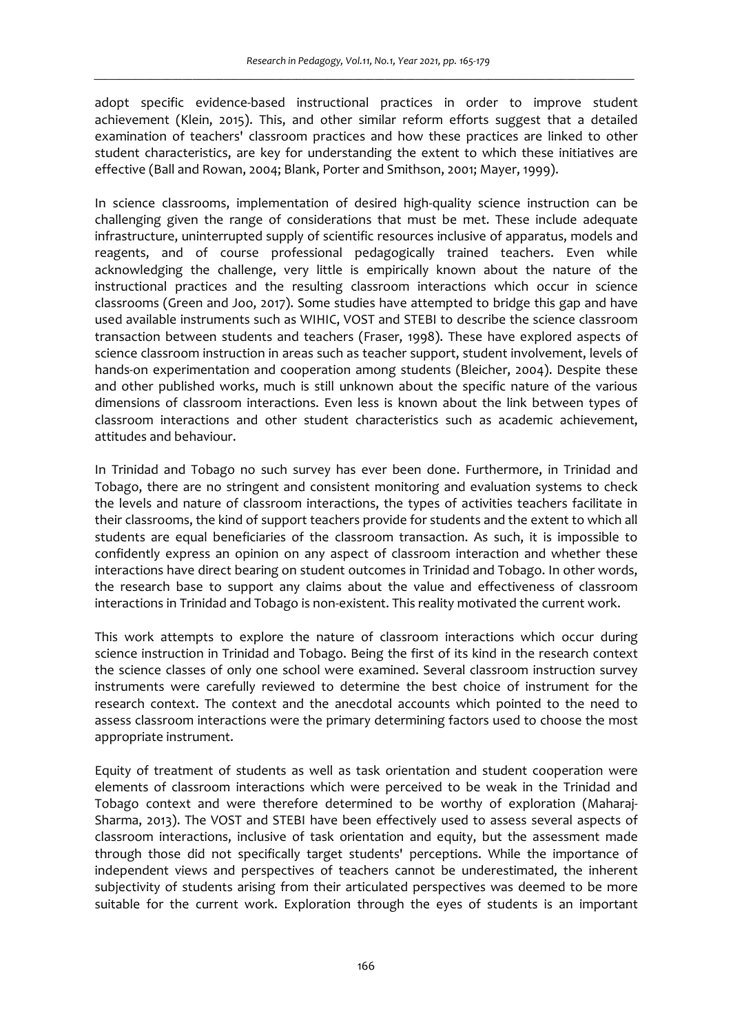adopt specific evidence-based instructional practices in order to improve student achievement (Klein, 2015). This, and other similar reform efforts suggest that a detailed examination of teachers' classroom practices and how these practices are linked to other student characteristics, are key for understanding the extent to which these initiatives are effective (Ball and Rowan, 2004; Blank, Porter and Smithson, 2001; Mayer, 1999).

In science classrooms, implementation of desired high-quality science instruction can be challenging given the range of considerations that must be met. These include adequate infrastructure, uninterrupted supply of scientific resources inclusive of apparatus, models and reagents, and of course professional pedagogically trained teachers. Even while acknowledging the challenge, very little is empirically known about the nature of the instructional practices and the resulting classroom interactions which occur in science classrooms (Green and Joo, 2017). Some studies have attempted to bridge this gap and have used available instruments such as WIHIC, VOST and STEBI to describe the science classroom transaction between students and teachers (Fraser, 1998). These have explored aspects of science classroom instruction in areas such as teacher support, student involvement, levels of hands-on experimentation and cooperation among students (Bleicher, 2004). Despite these and other published works, much is still unknown about the specific nature of the various dimensions of classroom interactions. Even less is known about the link between types of classroom interactions and other student characteristics such as academic achievement, attitudes and behaviour.

In Trinidad and Tobago no such survey has ever been done. Furthermore, in Trinidad and Tobago, there are no stringent and consistent monitoring and evaluation systems to check the levels and nature of classroom interactions, the types of activities teachers facilitate in their classrooms, the kind of support teachers provide for students and the extent to which all students are equal beneficiaries of the classroom transaction. As such, it is impossible to confidently express an opinion on any aspect of classroom interaction and whether these interactions have direct bearing on student outcomes in Trinidad and Tobago. In other words, the research base to support any claims about the value and effectiveness of classroom interactions in Trinidad and Tobago is non-existent. This reality motivated the current work.

This work attempts to explore the nature of classroom interactions which occur during science instruction in Trinidad and Tobago. Being the first of its kind in the research context the science classes of only one school were examined. Several classroom instruction survey instruments were carefully reviewed to determine the best choice of instrument for the research context. The context and the anecdotal accounts which pointed to the need to assess classroom interactions were the primary determining factors used to choose the most appropriate instrument.

Equity of treatment of students as well as task orientation and student cooperation were elements of classroom interactions which were perceived to be weak in the Trinidad and Tobago context and were therefore determined to be worthy of exploration (Maharaj-Sharma, 2013). The VOST and STEBI have been effectively used to assess several aspects of classroom interactions, inclusive of task orientation and equity, but the assessment made through those did not specifically target students' perceptions. While the importance of independent views and perspectives of teachers cannot be underestimated, the inherent subjectivity of students arising from their articulated perspectives was deemed to be more suitable for the current work. Exploration through the eyes of students is an important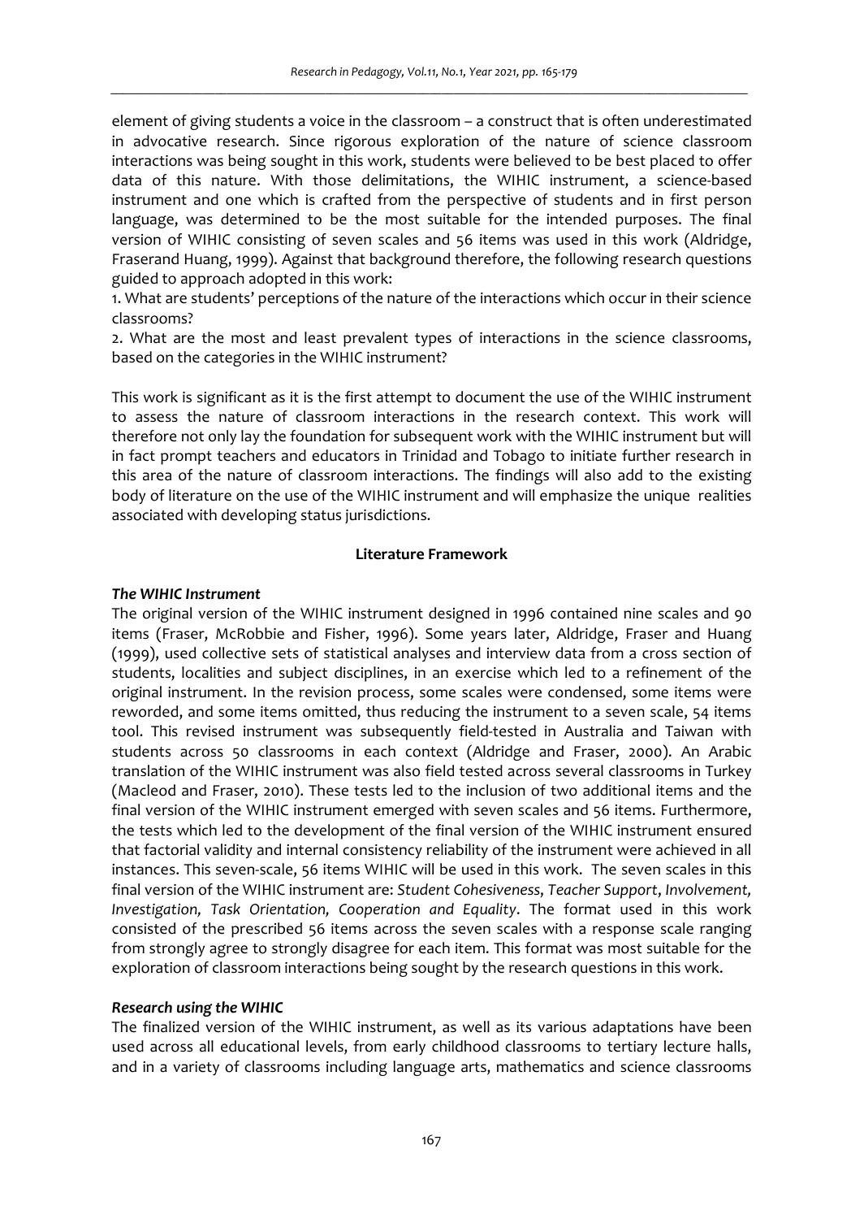element of giving students a voice in the classroom – a construct that is often underestimated in advocative research. Since rigorous exploration of the nature of science classroom interactions was being sought in this work, students were believed to be best placed to offer data of this nature. With those delimitations, the WIHIC instrument, a science-based instrument and one which is crafted from the perspective of students and in first person language, was determined to be the most suitable for the intended purposes. The final version of WIHIC consisting of seven scales and 56 items was used in this work (Aldridge, Fraserand Huang, 1999). Against that background therefore, the following research questions guided to approach adopted in this work:

1. What are students' perceptions of the nature of the interactions which occur in their science classrooms?
2. What are the most and least prevalent types of interactions in the science classrooms, based on the categories in the WIHIC instrument?

This work is significant as it is the first attempt to document the use of the WIHIC instrument to assess the nature of classroom interactions in the research context. This work will therefore not only lay the foundation for subsequent work with the WIHIC instrument but will in fact prompt teachers and educators in Trinidad and Tobago to initiate further research in this area of the nature of classroom interactions. The findings will also add to the existing body of literature on the use of the WIHIC instrument and will emphasize the unique realities associated with developing status jurisdictions.

## Literature Framework

### *The WIHIC Instrument*

The original version of the WIHIC instrument designed in 1996 contained nine scales and 90 items (Fraser, McRobbie and Fisher, 1996). Some years later, Aldridge, Fraser and Huang (1999), used collective sets of statistical analyses and interview data from a cross section of students, localities and subject disciplines, in an exercise which led to a refinement of the original instrument. In the revision process, some scales were condensed, some items were reworded, and some items omitted, thus reducing the instrument to a seven scale, 54 items tool. This revised instrument was subsequently field-tested in Australia and Taiwan with students across 50 classrooms in each context (Aldridge and Fraser, 2000). An Arabic translation of the WIHIC instrument was also field tested across several classrooms in Turkey (Macleod and Fraser, 2010). These tests led to the inclusion of two additional items and the final version of the WIHIC instrument emerged with seven scales and 56 items. Furthermore, the tests which led to the development of the final version of the WIHIC instrument ensured that factorial validity and internal consistency reliability of the instrument were achieved in all instances. This seven-scale, 56 items WIHIC will be used in this work. The seven scales in this final version of the WIHIC instrument are: *Student Cohesiveness*, *Teacher Support*, *Involvement, Investigation, Task Orientation, Cooperation and Equality*. The format used in this work consisted of the prescribed 56 items across the seven scales with a response scale ranging from strongly agree to strongly disagree for each item. This format was most suitable for the exploration of classroom interactions being sought by the research questions in this work.

### *Research using the WIHIC*

The finalized version of the WIHIC instrument, as well as its various adaptations have been used across all educational levels, from early childhood classrooms to tertiary lecture halls, and in a variety of classrooms including language arts, mathematics and science classrooms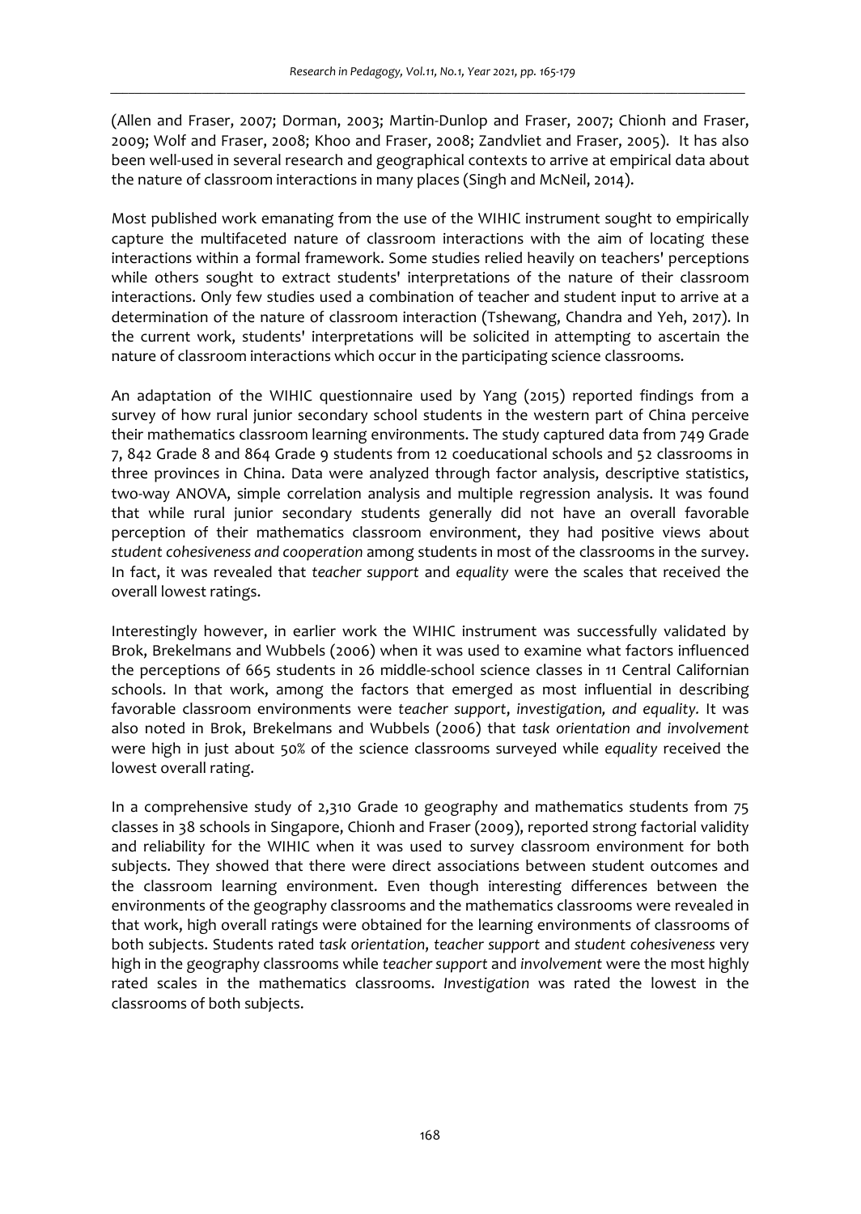(Allen and Fraser, 2007; Dorman, 2003; Martin-Dunlop and Fraser, 2007; Chionh and Fraser, 2009; Wolf and Fraser, 2008; Khoo and Fraser, 2008; Zandvliet and Fraser, 2005). It has also been well-used in several research and geographical contexts to arrive at empirical data about the nature of classroom interactions in many places (Singh and McNeil, 2014).

Most published work emanating from the use of the WIHIC instrument sought to empirically capture the multifaceted nature of classroom interactions with the aim of locating these interactions within a formal framework. Some studies relied heavily on teachers' perceptions while others sought to extract students' interpretations of the nature of their classroom interactions. Only few studies used a combination of teacher and student input to arrive at a determination of the nature of classroom interaction (Tshewang, Chandra and Yeh, 2017). In the current work, students' interpretations will be solicited in attempting to ascertain the nature of classroom interactions which occur in the participating science classrooms.

An adaptation of the WIHIC questionnaire used by Yang (2015) reported findings from a survey of how rural junior secondary school students in the western part of China perceive their mathematics classroom learning environments. The study captured data from 749 Grade 7, 842 Grade 8 and 864 Grade 9 students from 12 coeducational schools and 52 classrooms in three provinces in China. Data were analyzed through factor analysis, descriptive statistics, two-way ANOVA, simple correlation analysis and multiple regression analysis. It was found that while rural junior secondary students generally did not have an overall favorable perception of their mathematics classroom environment, they had positive views about *student cohesiveness and cooperation* among students in most of the classrooms in the survey. In fact, it was revealed that *teacher support* and *equality* were the scales that received the overall lowest ratings.

Interestingly however, in earlier work the WIHIC instrument was successfully validated by Brok, Brekelmans and Wubbels (2006) when it was used to examine what factors influenced the perceptions of 665 students in 26 middle-school science classes in 11 Central Californian schools. In that work, among the factors that emerged as most influential in describing favorable classroom environments were *teacher support*, *investigation, and equality.* It was also noted in Brok, Brekelmans and Wubbels (2006) that *task orientation and involvement* were high in just about 50% of the science classrooms surveyed while *equality* received the lowest overall rating.

In a comprehensive study of 2,310 Grade 10 geography and mathematics students from 75 classes in 38 schools in Singapore, Chionh and Fraser (2009), reported strong factorial validity and reliability for the WIHIC when it was used to survey classroom environment for both subjects. They showed that there were direct associations between student outcomes and the classroom learning environment. Even though interesting differences between the environments of the geography classrooms and the mathematics classrooms were revealed in that work, high overall ratings were obtained for the learning environments of classrooms of both subjects. Students rated *task orientation*, *teacher support* and *student cohesiveness* very high in the geography classrooms while *teacher support* and *involvement* were the most highly rated scales in the mathematics classrooms. *Investigation* was rated the lowest in the classrooms of both subjects.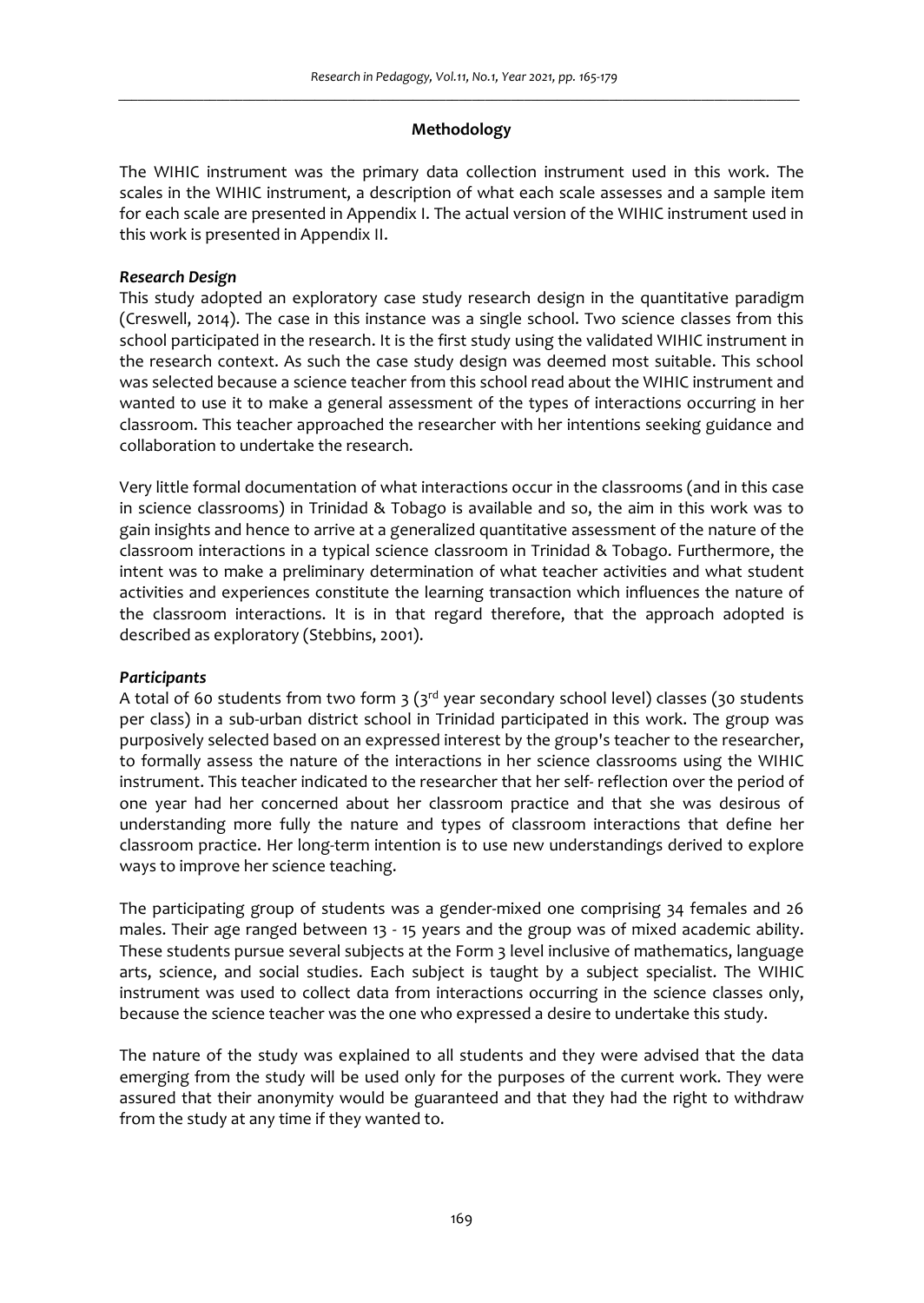## Methodology

The WIHIC instrument was the primary data collection instrument used in this work. The scales in the WIHIC instrument, a description of what each scale assesses and a sample item for each scale are presented in Appendix I. The actual version of the WIHIC instrument used in this work is presented in Appendix II.

### *Research Design*

This study adopted an exploratory case study research design in the quantitative paradigm (Creswell, 2014). The case in this instance was a single school. Two science classes from this school participated in the research. It is the first study using the validated WIHIC instrument in the research context. As such the case study design was deemed most suitable. This school was selected because a science teacher from this school read about the WIHIC instrument and wanted to use it to make a general assessment of the types of interactions occurring in her classroom. This teacher approached the researcher with her intentions seeking guidance and collaboration to undertake the research.

Very little formal documentation of what interactions occur in the classrooms (and in this case in science classrooms) in Trinidad & Tobago is available and so, the aim in this work was to gain insights and hence to arrive at a generalized quantitative assessment of the nature of the classroom interactions in a typical science classroom in Trinidad & Tobago. Furthermore, the intent was to make a preliminary determination of what teacher activities and what student activities and experiences constitute the learning transaction which influences the nature of the classroom interactions. It is in that regard therefore, that the approach adopted is described as exploratory (Stebbins, 2001).

### *Participants*

A total of 60 students from two form 3 (3rd year secondary school level) classes (30 students per class) in a sub-urban district school in Trinidad participated in this work. The group was purposively selected based on an expressed interest by the group's teacher to the researcher, to formally assess the nature of the interactions in her science classrooms using the WIHIC instrument. This teacher indicated to the researcher that her self- reflection over the period of one year had her concerned about her classroom practice and that she was desirous of understanding more fully the nature and types of classroom interactions that define her classroom practice. Her long-term intention is to use new understandings derived to explore ways to improve her science teaching.

The participating group of students was a gender-mixed one comprising 34 females and 26 males. Their age ranged between 13 - 15 years and the group was of mixed academic ability. These students pursue several subjects at the Form 3 level inclusive of mathematics, language arts, science, and social studies. Each subject is taught by a subject specialist. The WIHIC instrument was used to collect data from interactions occurring in the science classes only, because the science teacher was the one who expressed a desire to undertake this study.

The nature of the study was explained to all students and they were advised that the data emerging from the study will be used only for the purposes of the current work. They were assured that their anonymity would be guaranteed and that they had the right to withdraw from the study at any time if they wanted to.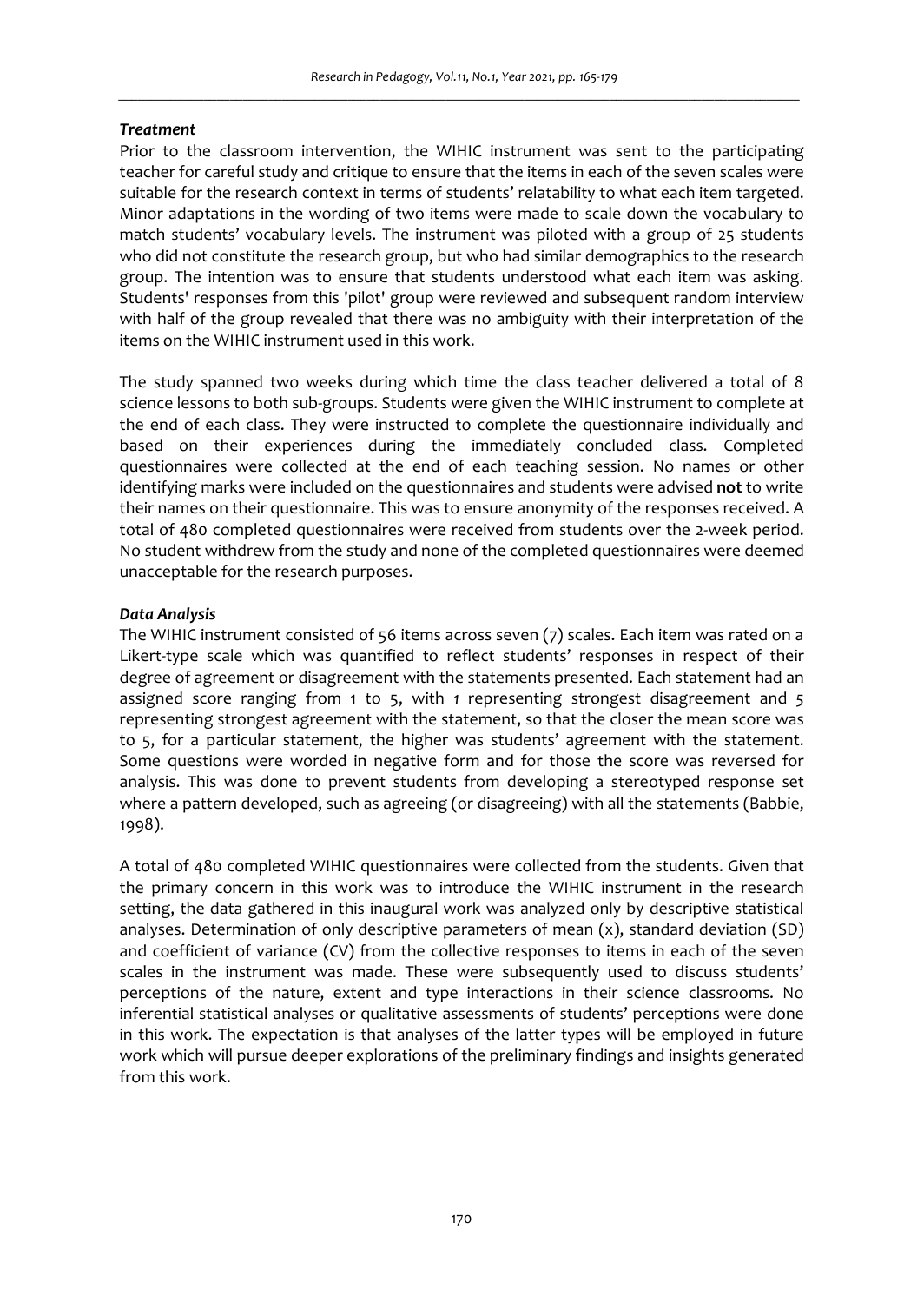### *Treatment*

Prior to the classroom intervention, the WIHIC instrument was sent to the participating teacher for careful study and critique to ensure that the items in each of the seven scales were suitable for the research context in terms of students' relatability to what each item targeted. Minor adaptations in the wording of two items were made to scale down the vocabulary to match students' vocabulary levels. The instrument was piloted with a group of 25 students who did not constitute the research group, but who had similar demographics to the research group. The intention was to ensure that students understood what each item was asking. Students' responses from this 'pilot' group were reviewed and subsequent random interview with half of the group revealed that there was no ambiguity with their interpretation of the items on the WIHIC instrument used in this work.

The study spanned two weeks during which time the class teacher delivered a total of 8 science lessons to both sub-groups. Students were given the WIHIC instrument to complete at the end of each class. They were instructed to complete the questionnaire individually and based on their experiences during the immediately concluded class. Completed questionnaires were collected at the end of each teaching session. No names or other identifying marks were included on the questionnaires and students were advised **not** to write their names on their questionnaire. This was to ensure anonymity of the responses received. A total of 480 completed questionnaires were received from students over the 2-week period. No student withdrew from the study and none of the completed questionnaires were deemed unacceptable for the research purposes.

### *Data Analysis*

The WIHIC instrument consisted of 56 items across seven (7) scales. Each item was rated on a Likert-type scale which was quantified to reflect students' responses in respect of their degree of agreement or disagreement with the statements presented. Each statement had an assigned score ranging from 1 to 5, with 1 representing strongest disagreement and 5 representing strongest agreement with the statement, so that the closer the mean score was to 5, for a particular statement, the higher was students' agreement with the statement. Some questions were worded in negative form and for those the score was reversed for analysis. This was done to prevent students from developing a stereotyped response set where a pattern developed, such as agreeing (or disagreeing) with all the statements (Babbie, 1998).

A total of 480 completed WIHIC questionnaires were collected from the students. Given that the primary concern in this work was to introduce the WIHIC instrument in the research setting, the data gathered in this inaugural work was analyzed only by descriptive statistical analyses. Determination of only descriptive parameters of mean ($x$), standard deviation (SD) and coefficient of variance (CV) from the collective responses to items in each of the seven scales in the instrument was made. These were subsequently used to discuss students' perceptions of the nature, extent and type interactions in their science classrooms. No inferential statistical analyses or qualitative assessments of students' perceptions were done in this work. The expectation is that analyses of the latter types will be employed in future work which will pursue deeper explorations of the preliminary findings and insights generated from this work.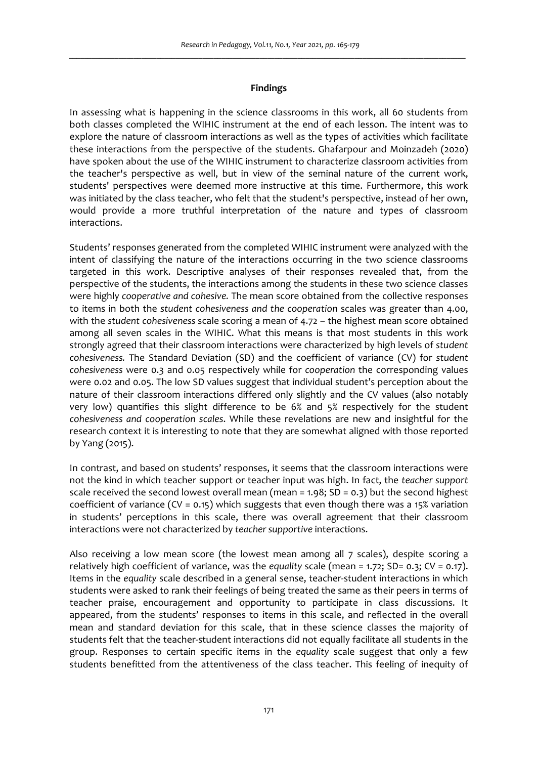## Findings

In assessing what is happening in the science classrooms in this work, all 60 students from both classes completed the WIHIC instrument at the end of each lesson. The intent was to explore the nature of classroom interactions as well as the types of activities which facilitate these interactions from the perspective of the students. Ghafarpour and Moinzadeh (2020) have spoken about the use of the WIHIC instrument to characterize classroom activities from the teacher's perspective as well, but in view of the seminal nature of the current work, students' perspectives were deemed more instructive at this time. Furthermore, this work was initiated by the class teacher, who felt that the student's perspective, instead of her own, would provide a more truthful interpretation of the nature and types of classroom interactions.

Students' responses generated from the completed WIHIC instrument were analyzed with the intent of classifying the nature of the interactions occurring in the two science classrooms targeted in this work. Descriptive analyses of their responses revealed that, from the perspective of the students, the interactions among the students in these two science classes were highly *cooperative and cohesive.* The mean score obtained from the collective responses to items in both the *student cohesiveness and the cooperation* scales was greater than 4.00, with the *student cohesiveness* scale scoring a mean of 4.72 – the highest mean score obtained among all seven scales in the WIHIC. What this means is that most students in this work strongly agreed that their classroom interactions were characterized by high levels of *student cohesiveness.* The Standard Deviation (SD) and the coefficient of variance (CV) for *student cohesiveness* were 0.3 and 0.05 respectively while for *cooperation* the corresponding values were 0.02 and 0.05. The low SD values suggest that individual student's perception about the nature of their classroom interactions differed only slightly and the CV values (also notably very low) quantifies this slight difference to be 6% and 5% respectively for the student *cohesiveness and cooperation scales*. While these revelations are new and insightful for the research context it is interesting to note that they are somewhat aligned with those reported by Yang (2015).

In contrast, and based on students' responses, it seems that the classroom interactions were not the kind in which teacher support or teacher input was high. In fact, the *teacher support* scale received the second lowest overall mean (mean = 1.98; SD = 0.3) but the second highest coefficient of variance (CV = 0.15) which suggests that even though there was a 15% variation in students' perceptions in this scale, there was overall agreement that their classroom interactions were not characterized by *teacher supportive* interactions.

Also receiving a low mean score (the lowest mean among all 7 scales), despite scoring a relatively high coefficient of variance, was the *equality* scale (mean = 1.72; SD= 0.3; CV = 0.17). Items in the *equality* scale described in a general sense, teacher-student interactions in which students were asked to rank their feelings of being treated the same as their peers in terms of teacher praise, encouragement and opportunity to participate in class discussions. It appeared, from the students' responses to items in this scale, and reflected in the overall mean and standard deviation for this scale, that in these science classes the majority of students felt that the teacher-student interactions did not equally facilitate all students in the group. Responses to certain specific items in the *equality* scale suggest that only a few students benefitted from the attentiveness of the class teacher. This feeling of inequity of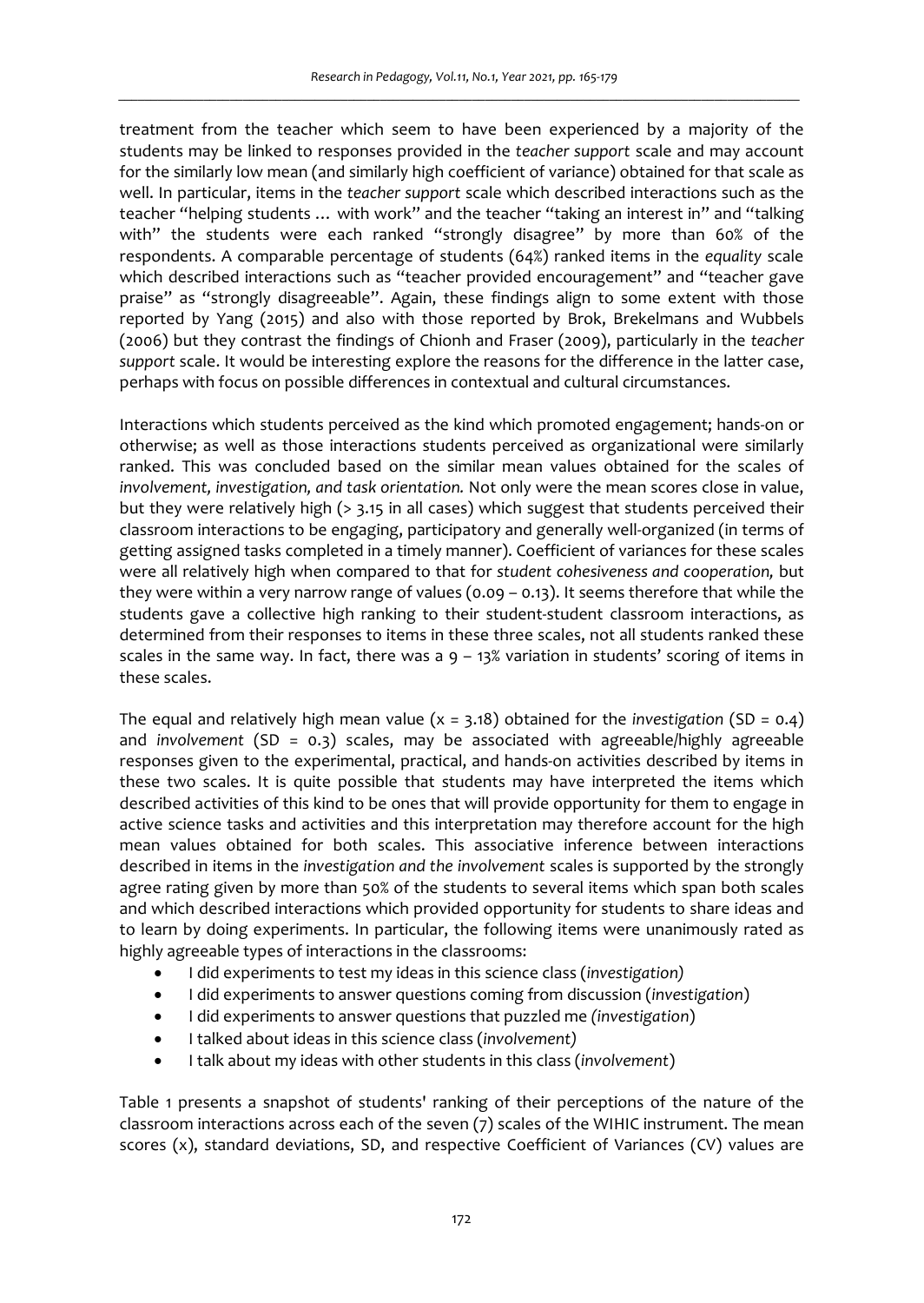treatment from the teacher which seem to have been experienced by a majority of the students may be linked to responses provided in the *teacher support* scale and may account for the similarly low mean (and similarly high coefficient of variance) obtained for that scale as well. In particular, items in the *teacher support* scale which described interactions such as the teacher "helping students … with work" and the teacher "taking an interest in" and "talking with" the students were each ranked "strongly disagree" by more than 60% of the respondents. A comparable percentage of students (64%) ranked items in the *equality* scale which described interactions such as "teacher provided encouragement" and "teacher gave praise" as "strongly disagreeable". Again, these findings align to some extent with those reported by Yang (2015) and also with those reported by Brok, Brekelmans and Wubbels (2006) but they contrast the findings of Chionh and Fraser (2009), particularly in the *teacher support* scale. It would be interesting explore the reasons for the difference in the latter case, perhaps with focus on possible differences in contextual and cultural circumstances.

Interactions which students perceived as the kind which promoted engagement; hands-on or otherwise; as well as those interactions students perceived as organizational were similarly ranked. This was concluded based on the similar mean values obtained for the scales of *involvement, investigation, and task orientation.* Not only were the mean scores close in value, but they were relatively high (> 3.15 in all cases) which suggest that students perceived their classroom interactions to be engaging, participatory and generally well-organized (in terms of getting assigned tasks completed in a timely manner). Coefficient of variances for these scales were all relatively high when compared to that for *student cohesiveness and cooperation,* but they were within a very narrow range of values (0.09 – 0.13). It seems therefore that while the students gave a collective high ranking to their student-student classroom interactions, as determined from their responses to items in these three scales, not all students ranked these scales in the same way. In fact, there was a 9 – 13% variation in students' scoring of items in these scales.

The equal and relatively high mean value ($x = 3.18$) obtained for the *investigation* (SD = 0.4) and *involvement* (SD = 0.3) scales, may be associated with agreeable/highly agreeable responses given to the experimental, practical, and hands-on activities described by items in these two scales. It is quite possible that students may have interpreted the items which described activities of this kind to be ones that will provide opportunity for them to engage in active science tasks and activities and this interpretation may therefore account for the high mean values obtained for both scales. This associative inference between interactions described in items in the *investigation and the involvement* scales is supported by the strongly agree rating given by more than 50% of the students to several items which span both scales and which described interactions which provided opportunity for students to share ideas and to learn by doing experiments. In particular, the following items were unanimously rated as highly agreeable types of interactions in the classrooms:

- I did experiments to test my ideas in this science class (*investigation)*
- I did experiments to answer questions coming from discussion (*investigation*)
- I did experiments to answer questions that puzzled me *(investigation*)
- I talked about ideas in this science class (*involvement)*
- I talk about my ideas with other students in this class (*involvement*)

Table 1 presents a snapshot of students' ranking of their perceptions of the nature of the classroom interactions across each of the seven (7) scales of the WIHIC instrument. The mean scores (x), standard deviations, SD, and respective Coefficient of Variances (CV) values are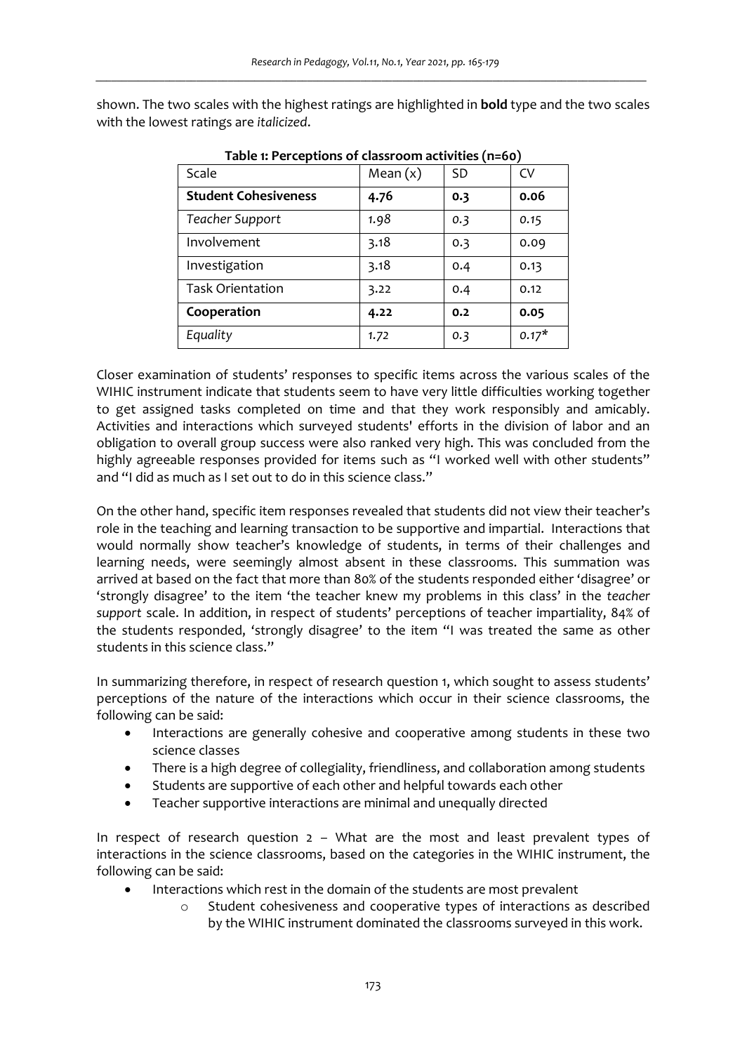shown. The two scales with the highest ratings are highlighted in **bold** type and the two scales with the lowest ratings are *italicized*.

**Table 1: Perceptions of classroom activities (n=60)**

| Scale | Mean (x) | SD | CV |
|---|---|---|---|
| **Student Cohesiveness** | **4.76** | **0.3** | **0.06** |
| *Teacher Support* | *1.98* | *0.3* | *0.15* |
| Involvement | 3.18 | 0.3 | 0.09 |
| Investigation | 3.18 | 0.4 | 0.13 |
| Task Orientation | 3.22 | 0.4 | 0.12 |
| **Cooperation** | **4.22** | **0.2** | **0.05** |
| *Equality* | *1.72* | *0.3* | *0.17** |

Closer examination of students' responses to specific items across the various scales of the WIHIC instrument indicate that students seem to have very little difficulties working together to get assigned tasks completed on time and that they work responsibly and amicably. Activities and interactions which surveyed students' efforts in the division of labor and an obligation to overall group success were also ranked very high. This was concluded from the highly agreeable responses provided for items such as "I worked well with other students" and "I did as much as I set out to do in this science class."

On the other hand, specific item responses revealed that students did not view their teacher's role in the teaching and learning transaction to be supportive and impartial. Interactions that would normally show teacher's knowledge of students, in terms of their challenges and learning needs, were seemingly almost absent in these classrooms. This summation was arrived at based on the fact that more than 80% of the students responded either 'disagree' or 'strongly disagree' to the item 'the teacher knew my problems in this class' in the *teacher support* scale. In addition, in respect of students' perceptions of teacher impartiality, 84% of the students responded, 'strongly disagree' to the item "I was treated the same as other students in this science class."

In summarizing therefore, in respect of research question 1, which sought to assess students' perceptions of the nature of the interactions which occur in their science classrooms, the following can be said:

- Interactions are generally cohesive and cooperative among students in these two science classes
- There is a high degree of collegiality, friendliness, and collaboration among students
- Students are supportive of each other and helpful towards each other
- Teacher supportive interactions are minimal and unequally directed

In respect of research question 2 – What are the most and least prevalent types of interactions in the science classrooms, based on the categories in the WIHIC instrument, the following can be said:

- Interactions which rest in the domain of the students are most prevalent
    - Student cohesiveness and cooperative types of interactions as described by the WIHIC instrument dominated the classrooms surveyed in this work.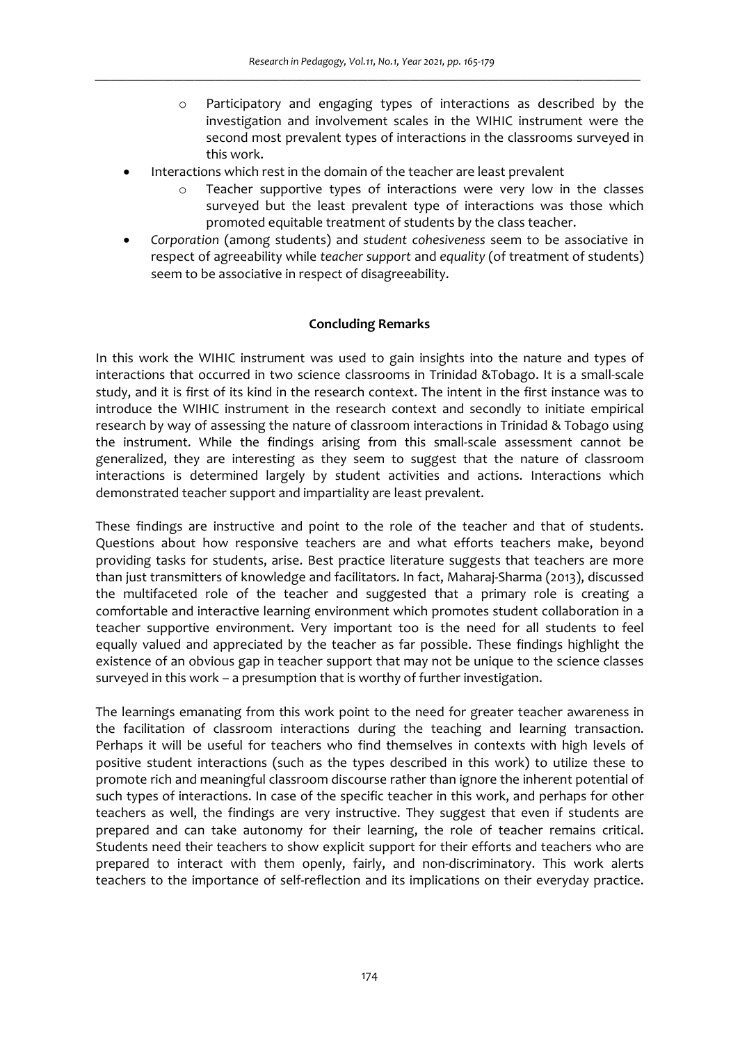- Participatory and engaging types of interactions as described by the investigation and involvement scales in the WIHIC instrument were the second most prevalent types of interactions in the classrooms surveyed in this work.
- Interactions which rest in the domain of the teacher are least prevalent
    - Teacher supportive types of interactions were very low in the classes surveyed but the least prevalent type of interactions was those which promoted equitable treatment of students by the class teacher.
- *Corporation* (among students) and *student cohesiveness* seem to be associative in respect of agreeability while *teacher support* and *equality* (of treatment of students) seem to be associative in respect of disagreeability.

## Concluding Remarks

In this work the WIHIC instrument was used to gain insights into the nature and types of interactions that occurred in two science classrooms in Trinidad &Tobago. It is a small-scale study, and it is first of its kind in the research context. The intent in the first instance was to introduce the WIHIC instrument in the research context and secondly to initiate empirical research by way of assessing the nature of classroom interactions in Trinidad & Tobago using the instrument. While the findings arising from this small-scale assessment cannot be generalized, they are interesting as they seem to suggest that the nature of classroom interactions is determined largely by student activities and actions. Interactions which demonstrated teacher support and impartiality are least prevalent.

These findings are instructive and point to the role of the teacher and that of students. Questions about how responsive teachers are and what efforts teachers make, beyond providing tasks for students, arise. Best practice literature suggests that teachers are more than just transmitters of knowledge and facilitators. In fact, Maharaj-Sharma (2013), discussed the multifaceted role of the teacher and suggested that a primary role is creating a comfortable and interactive learning environment which promotes student collaboration in a teacher supportive environment. Very important too is the need for all students to feel equally valued and appreciated by the teacher as far possible. These findings highlight the existence of an obvious gap in teacher support that may not be unique to the science classes surveyed in this work – a presumption that is worthy of further investigation.

The learnings emanating from this work point to the need for greater teacher awareness in the facilitation of classroom interactions during the teaching and learning transaction. Perhaps it will be useful for teachers who find themselves in contexts with high levels of positive student interactions (such as the types described in this work) to utilize these to promote rich and meaningful classroom discourse rather than ignore the inherent potential of such types of interactions. In case of the specific teacher in this work, and perhaps for other teachers as well, the findings are very instructive. They suggest that even if students are prepared and can take autonomy for their learning, the role of teacher remains critical. Students need their teachers to show explicit support for their efforts and teachers who are prepared to interact with them openly, fairly, and non-discriminatory. This work alerts teachers to the importance of self-reflection and its implications on their everyday practice.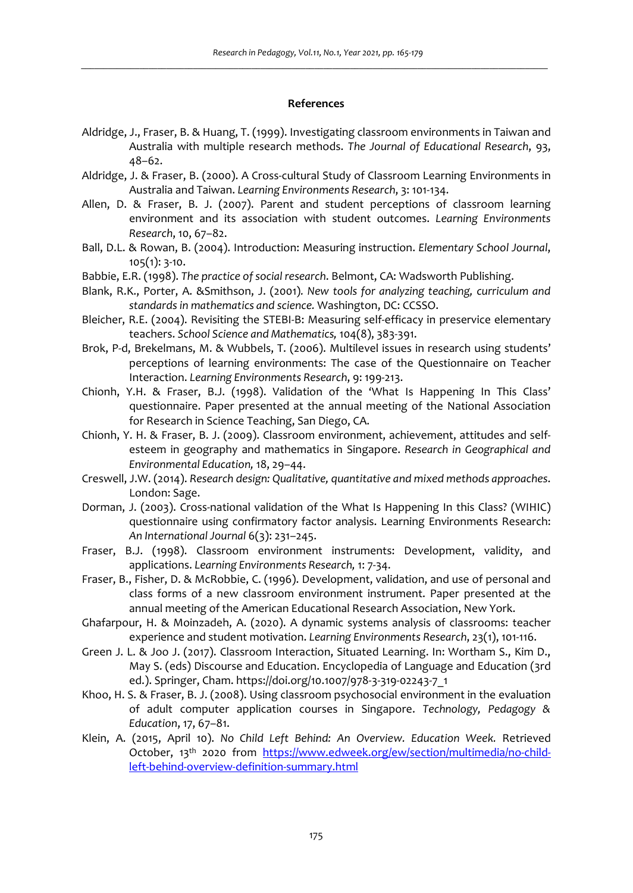## References

Aldridge, J., Fraser, B. & Huang, T. (1999). Investigating classroom environments in Taiwan and Australia with multiple research methods. *The Journal of Educational Research*, 93, 48–62.

Aldridge, J. & Fraser, B. (2000). A Cross-cultural Study of Classroom Learning Environments in Australia and Taiwan. *Learning Environments Research*, 3: 101-134.

Allen, D. & Fraser, B. J. (2007). Parent and student perceptions of classroom learning environment and its association with student outcomes. *Learning Environments Research*, 10, 67–82.

Ball, D.L. & Rowan, B. (2004). Introduction: Measuring instruction. *Elementary School Journal*, 105(1): 3-10.

Babbie, E.R. (1998). *The practice of social research*. Belmont, CA: Wadsworth Publishing.

Blank, R.K., Porter, A. &Smithson, J. (2001)*. New tools for analyzing teaching, curriculum and standards in mathematics and science.* Washington, DC: CCSSO.

Bleicher, R.E. (2004). Revisiting the STEBI-B: Measuring self-efficacy in preservice elementary teachers. *School Science and Mathematics,* 104(8), 383-391.

Brok, P-d, Brekelmans, M. & Wubbels, T. (2006). Multilevel issues in research using students' perceptions of learning environments: The case of the Questionnaire on Teacher Interaction. *Learning Environments Research*, 9: 199-213.

Chionh, Y.H. & Fraser, B.J. (1998). Validation of the 'What Is Happening In This Class' questionnaire. Paper presented at the annual meeting of the National Association for Research in Science Teaching, San Diego, CA.

Chionh, Y. H. & Fraser, B. J. (2009). Classroom environment, achievement, attitudes and self-esteem in geography and mathematics in Singapore. *Research in Geographical and Environmental Education,* 18, 29–44.

Creswell, J.W. (2014). *Research design: Qualitative, quantitative and mixed methods approaches*. London: Sage.

Dorman, J. (2003). Cross-national validation of the What Is Happening In this Class? (WIHIC) questionnaire using confirmatory factor analysis. Learning Environments Research: *An International Journal* 6(3): 231–245.

Fraser, B.J. (1998). Classroom environment instruments: Development, validity, and applications. *Learning Environments Research,* 1: 7-34.

Fraser, B., Fisher, D. & McRobbie, C. (1996). Development, validation, and use of personal and class forms of a new classroom environment instrument. Paper presented at the annual meeting of the American Educational Research Association, New York.

Ghafarpour, H. & Moinzadeh, A. (2020). A dynamic systems analysis of classrooms: teacher experience and student motivation. *Learning Environments Research*, 23(1), 101-116.

Green J. L. & Joo J. (2017). Classroom Interaction, Situated Learning. In: Wortham S., Kim D., May S. (eds) Discourse and Education. Encyclopedia of Language and Education (3rd ed.). Springer, Cham. https://doi.org/10.1007/978-3-319-02243-7_1

Khoo, H. S. & Fraser, B. J. (2008). Using classroom psychosocial environment in the evaluation of adult computer application courses in Singapore. *Technology, Pedagogy & Education*, 17, 67–81.

Klein, A. (2015, April 10). *No Child Left Behind: An Overview. Education Week.* Retrieved October, 13th 2020 from https://www.edweek.org/ew/section/multimedia/no-child-left-behind-overview-definition-summary.html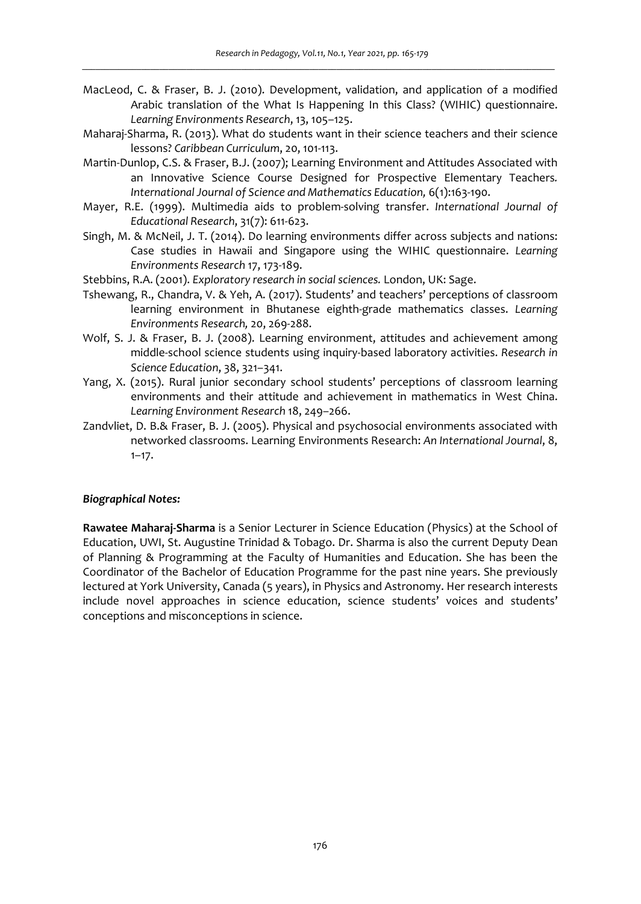MacLeod, C. & Fraser, B. J. (2010). Development, validation, and application of a modified Arabic translation of the What Is Happening In this Class? (WIHIC) questionnaire. *Learning Environments Research*, 13, 105–125.

Maharaj-Sharma, R. (2013). What do students want in their science teachers and their science lessons? *Caribbean Curriculum*, 20, 101-113.

Martin-Dunlop, C.S. & Fraser, B.J. (2007); Learning Environment and Attitudes Associated with an Innovative Science Course Designed for Prospective Elementary Teachers. *International Journal of Science and Mathematics Education,* 6(1):163-190.

Mayer, R.E. (1999). Multimedia aids to problem-solving transfer. *International Journal of Educational Research*, 31(7): 611-623.

Singh, M. & McNeil, J. T. (2014). Do learning environments differ across subjects and nations: Case studies in Hawaii and Singapore using the WIHIC questionnaire. *Learning Environments Research* 17, 173-189.

Stebbins, R.A. (2001). *Exploratory research in social sciences.* London, UK: Sage.

Tshewang, R., Chandra, V. & Yeh, A. (2017). Students' and teachers' perceptions of classroom learning environment in Bhutanese eighth-grade mathematics classes. *Learning Environments Research,* 20, 269-288.

Wolf, S. J. & Fraser, B. J. (2008). Learning environment, attitudes and achievement among middle-school science students using inquiry-based laboratory activities. *Research in Science Education*, 38, 321–341.

Yang, X. (2015). Rural junior secondary school students' perceptions of classroom learning environments and their attitude and achievement in mathematics in West China. *Learning Environment Research* 18, 249–266.

Zandvliet, D. B.& Fraser, B. J. (2005). Physical and psychosocial environments associated with networked classrooms. Learning Environments Research: *An International Journal*, 8, 1–17.

***Biographical Notes:***

**Rawatee Maharaj-Sharma** is a Senior Lecturer in Science Education (Physics) at the School of Education, UWI, St. Augustine Trinidad & Tobago. Dr. Sharma is also the current Deputy Dean of Planning & Programming at the Faculty of Humanities and Education. She has been the Coordinator of the Bachelor of Education Programme for the past nine years. She previously lectured at York University, Canada (5 years), in Physics and Astronomy. Her research interests include novel approaches in science education, science students' voices and students' conceptions and misconceptions in science.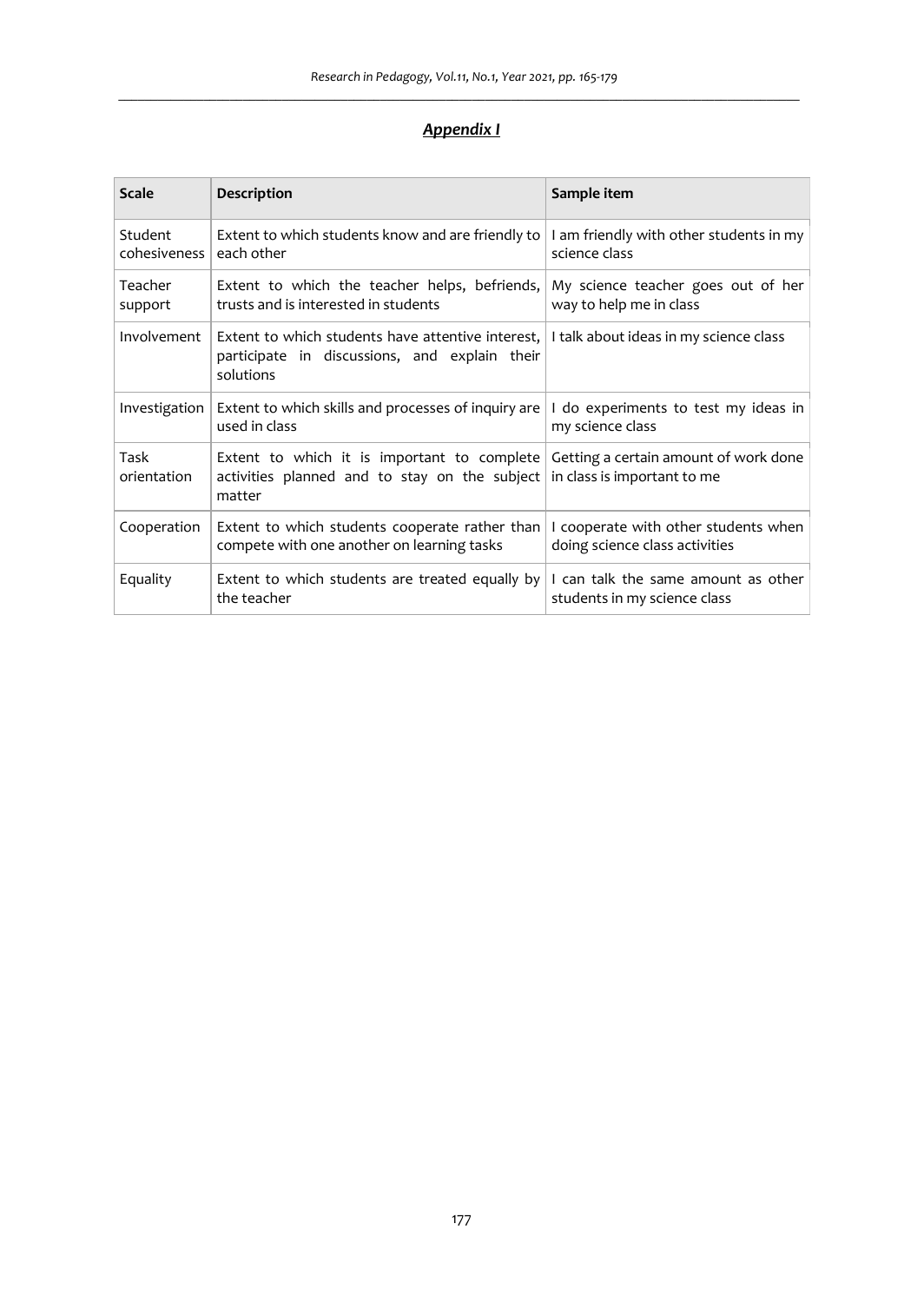## *Appendix I*

| Scale | Description | Sample item |
|---|---|---|
| Student cohesiveness | Extent to which students know and are friendly to each other | I am friendly with other students in my science class |
| Teacher support | Extent to which the teacher helps, befriends, trusts and is interested in students | My science teacher goes out of her way to help me in class |
| Involvement | Extent to which students have attentive interest, participate in discussions, and explain their solutions | I talk about ideas in my science class |
| Investigation | Extent to which skills and processes of inquiry are used in class | I do experiments to test my ideas in my science class |
| Task orientation | Extent to which it is important to complete activities planned and to stay on the subject matter | Getting a certain amount of work done in class is important to me |
| Cooperation | Extent to which students cooperate rather than compete with one another on learning tasks | I cooperate with other students when doing science class activities |
| Equality | Extent to which students are treated equally by the teacher | I can talk the same amount as other students in my science class |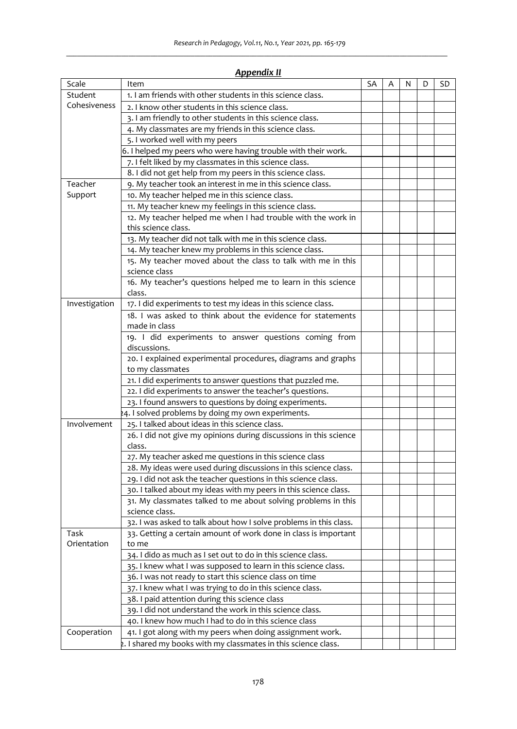## *Appendix II*

| Scale | Item | SA | A | N | D | SD |
|---|---|---|---|---|---|---|
| Student Cohesiveness | 1. I am friends with other students in this science class. | | | | | |
| | 2. I know other students in this science class. | | | | | |
| | 3. I am friendly to other students in this science class. | | | | | |
| | 4. My classmates are my friends in this science class. | | | | | |
| | 5. I worked well with my peers | | | | | |
| | 6. I helped my peers who were having trouble with their work. | | | | | |
| | 7. I felt liked by my classmates in this science class. | | | | | |
| | 8. I did not get help from my peers in this science class. | | | | | |
| Teacher Support | 9. My teacher took an interest in me in this science class. | | | | | |
| | 10. My teacher helped me in this science class. | | | | | |
| | 11. My teacher knew my feelings in this science class. | | | | | |
| | 12. My teacher helped me when I had trouble with the work in this science class. | | | | | |
| | 13. My teacher did not talk with me in this science class. | | | | | |
| | 14. My teacher knew my problems in this science class. | | | | | |
| | 15. My teacher moved about the class to talk with me in this science class | | | | | |
| | 16. My teacher's questions helped me to learn in this science class. | | | | | |
| Investigation | 17. I did experiments to test my ideas in this science class. | | | | | |
| | 18. I was asked to think about the evidence for statements made in class | | | | | |
| | 19. I did experiments to answer questions coming from discussions. | | | | | |
| | 20. I explained experimental procedures, diagrams and graphs to my classmates | | | | | |
| | 21. I did experiments to answer questions that puzzled me. | | | | | |
| | 22. I did experiments to answer the teacher's questions. | | | | | |
| | 23. I found answers to questions by doing experiments. | | | | | |
| | 24. I solved problems by doing my own experiments. | | | | | |
| Involvement | 25. I talked about ideas in this science class. | | | | | |
| | 26. I did not give my opinions during discussions in this science class. | | | | | |
| | 27. My teacher asked me questions in this science class | | | | | |
| | 28. My ideas were used during discussions in this science class. | | | | | |
| | 29. I did not ask the teacher questions in this science class. | | | | | |
| | 30. I talked about my ideas with my peers in this science class. | | | | | |
| | 31. My classmates talked to me about solving problems in this science class. | | | | | |
| | 32. I was asked to talk about how I solve problems in this class. | | | | | |
| Task Orientation | 33. Getting a certain amount of work done in class is important to me | | | | | |
| | 34. I dido as much as I set out to do in this science class. | | | | | |
| | 35. I knew what I was supposed to learn in this science class. | | | | | |
| | 36. I was not ready to start this science class on time | | | | | |
| | 37. I knew what I was trying to do in this science class. | | | | | |
| | 38. I paid attention during this science class | | | | | |
| | 39. I did not understand the work in this science class. | | | | | |
| | 40. I knew how much I had to do in this science class | | | | | |
| Cooperation | 41. I got along with my peers when doing assignment work. | | | | | |
| | 42. I shared my books with my classmates in this science class. | | | | | |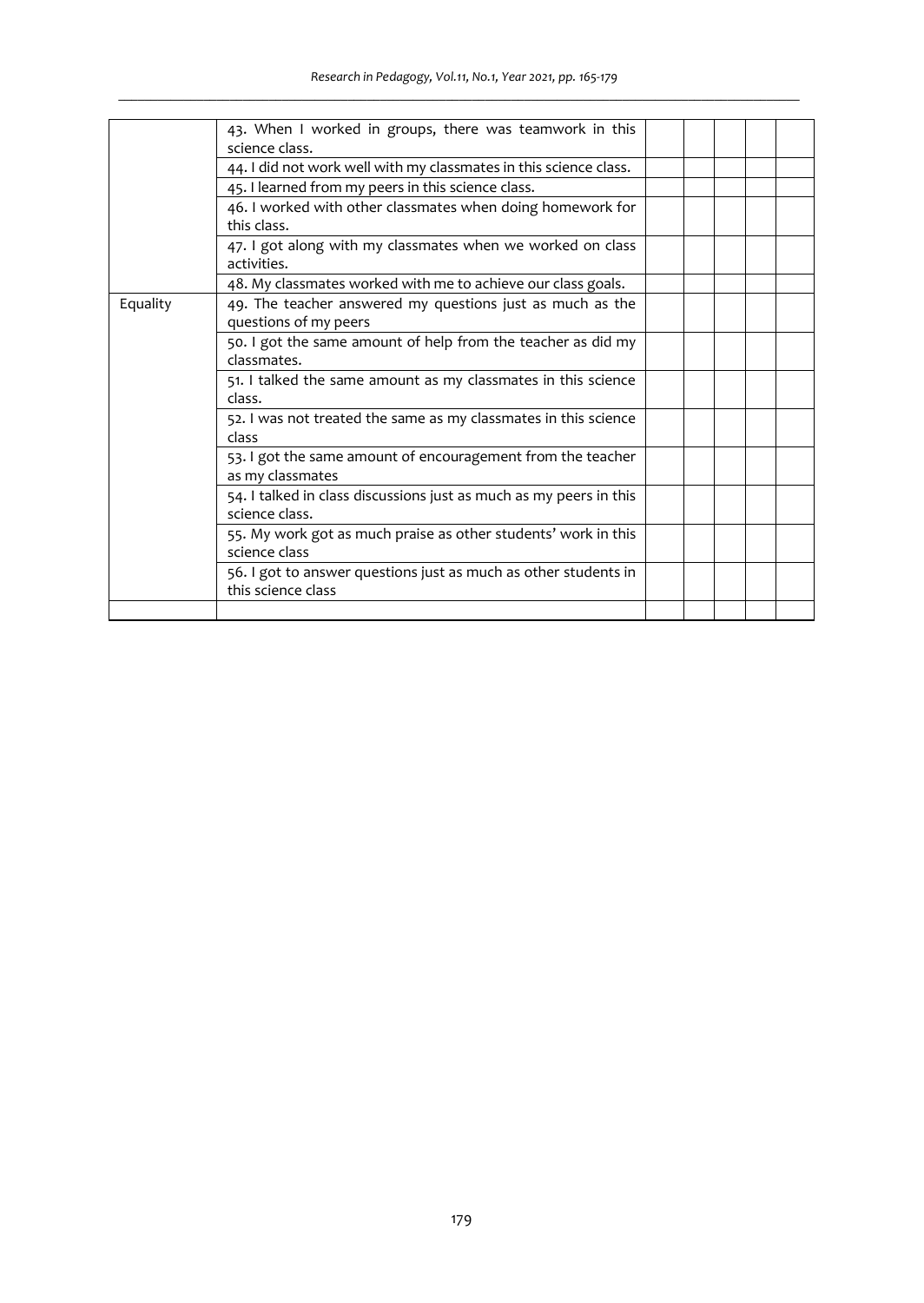| | | | | | | |
|---|---|---|---|---|---|---|
| | 43. When I worked in groups, there was teamwork in this science class. | | | | | |
| | 44. I did not work well with my classmates in this science class. | | | | | |
| | 45. I learned from my peers in this science class. | | | | | |
| | 46. I worked with other classmates when doing homework for this class. | | | | | |
| | 47. I got along with my classmates when we worked on class activities. | | | | | |
| | 48. My classmates worked with me to achieve our class goals. | | | | | |
| Equality | 49. The teacher answered my questions just as much as the questions of my peers | | | | | |
| | 50. I got the same amount of help from the teacher as did my classmates. | | | | | |
| | 51. I talked the same amount as my classmates in this science class. | | | | | |
| | 52. I was not treated the same as my classmates in this science class | | | | | |
| | 53. I got the same amount of encouragement from the teacher as my classmates | | | | | |
| | 54. I talked in class discussions just as much as my peers in this science class. | | | | | |
| | 55. My work got as much praise as other students' work in this science class | | | | | |
| | 56. I got to answer questions just as much as other students in this science class | | | | | |
| | | | | | | |